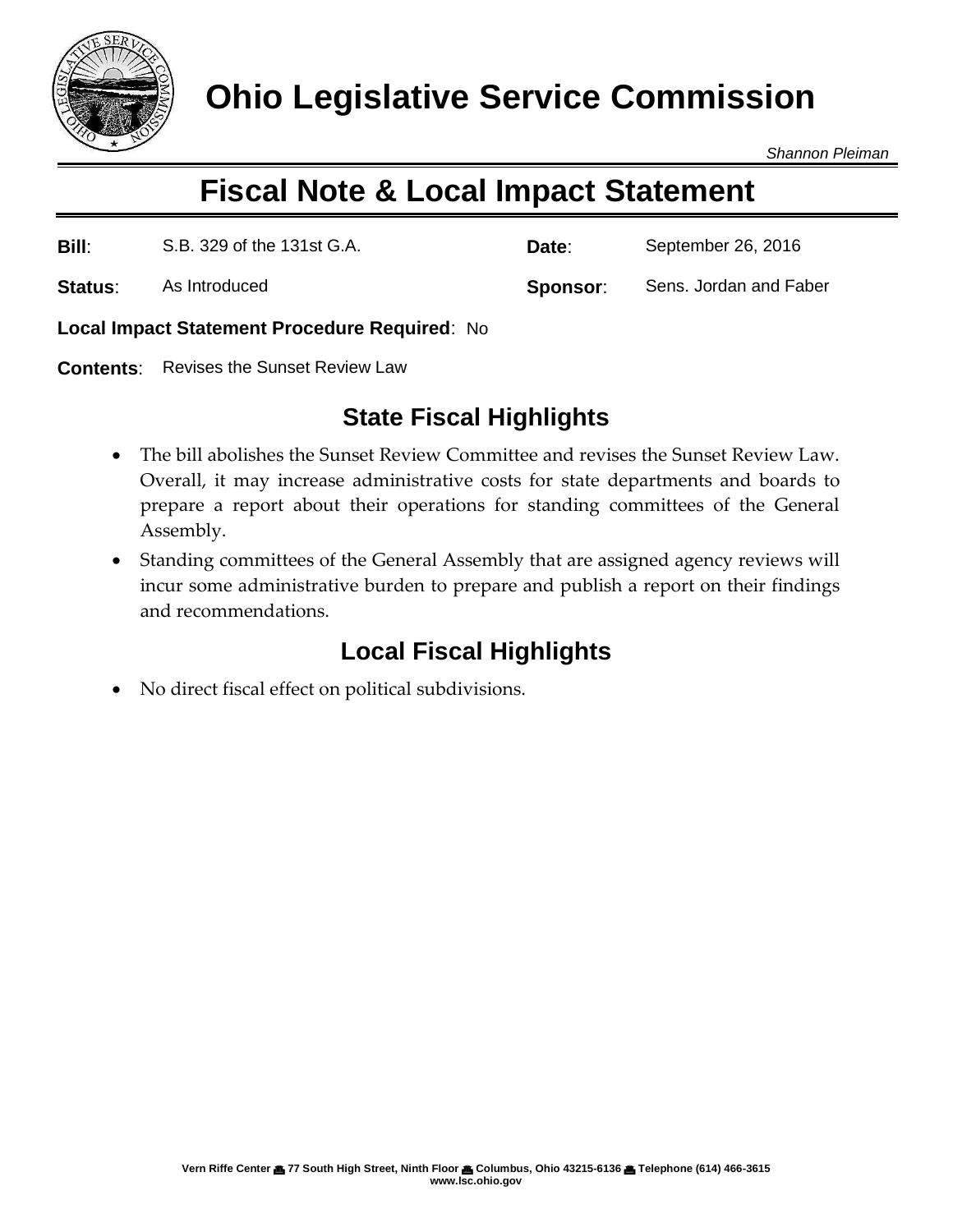# Ohio Legislative Service Commission

*Shannon Pleiman*

## Fiscal Note & Local Impact Statement

| | | | |
|---|---|---|---|
| **Bill**: | S.B. 329 of the 131st G.A. | **Date**: | September 26, 2016 |
| **Status**: | As Introduced | **Sponsor**: | Sens. Jordan and Faber |

**Local Impact Statement Procedure Required**: No

**Contents**: Revises the Sunset Review Law

### State Fiscal Highlights

- The bill abolishes the Sunset Review Committee and revises the Sunset Review Law. Overall, it may increase administrative costs for state departments and boards to prepare a report about their operations for standing committees of the General Assembly.
- Standing committees of the General Assembly that are assigned agency reviews will incur some administrative burden to prepare and publish a report on their findings and recommendations.

### Local Fiscal Highlights

- No direct fiscal effect on political subdivisions.

Vern Riffe Center ▪ 77 South High Street, Ninth Floor ▪ Columbus, Ohio 43215-6136 ▪ Telephone (614) 466-3615
www.lsc.ohio.gov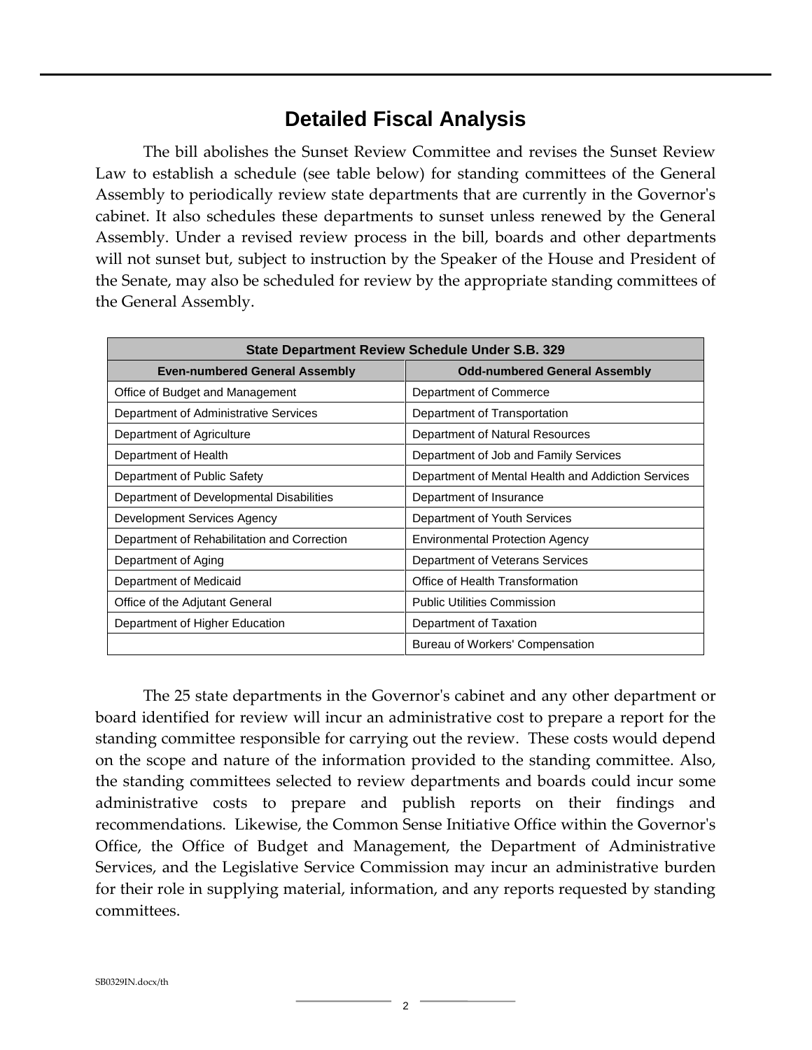## Detailed Fiscal Analysis

The bill abolishes the Sunset Review Committee and revises the Sunset Review Law to establish a schedule (see table below) for standing committees of the General Assembly to periodically review state departments that are currently in the Governor's cabinet. It also schedules these departments to sunset unless renewed by the General Assembly. Under a revised review process in the bill, boards and other departments will not sunset but, subject to instruction by the Speaker of the House and President of the Senate, may also be scheduled for review by the appropriate standing committees of the General Assembly.

| State Department Review Schedule Under S.B. 329 | |
|---|---|
| **Even-numbered General Assembly** | **Odd-numbered General Assembly** |
| Office of Budget and Management | Department of Commerce |
| Department of Administrative Services | Department of Transportation |
| Department of Agriculture | Department of Natural Resources |
| Department of Health | Department of Job and Family Services |
| Department of Public Safety | Department of Mental Health and Addiction Services |
| Department of Developmental Disabilities | Department of Insurance |
| Development Services Agency | Department of Youth Services |
| Department of Rehabilitation and Correction | Environmental Protection Agency |
| Department of Aging | Department of Veterans Services |
| Department of Medicaid | Office of Health Transformation |
| Office of the Adjutant General | Public Utilities Commission |
| Department of Higher Education | Department of Taxation |
| | Bureau of Workers' Compensation |

The 25 state departments in the Governor's cabinet and any other department or board identified for review will incur an administrative cost to prepare a report for the standing committee responsible for carrying out the review. These costs would depend on the scope and nature of the information provided to the standing committee. Also, the standing committees selected to review departments and boards could incur some administrative costs to prepare and publish reports on their findings and recommendations. Likewise, the Common Sense Initiative Office within the Governor's Office, the Office of Budget and Management, the Department of Administrative Services, and the Legislative Service Commission may incur an administrative burden for their role in supplying material, information, and any reports requested by standing committees.

SB0329IN.docx/th